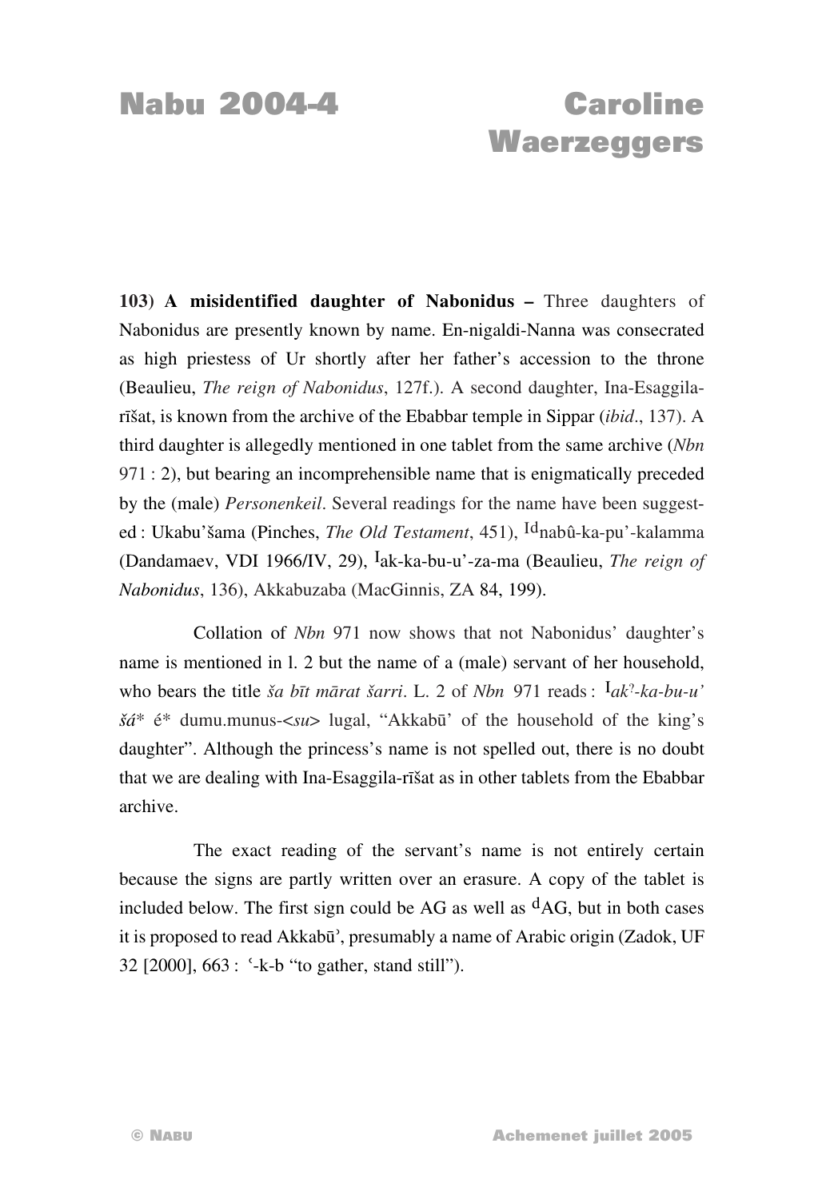**103) A misidentified daughter of Nabonidus –** Three daughters of Nabonidus are presently known by name. En-nigaldi-Nanna was consecrated as high priestess of Ur shortly after her father's accession to the throne (Beaulieu, *The reign of Nabonidus*, 127f.). A second daughter, Ina-Esaggila-rīšat, is known from the archive of the Ebabbar temple in Sippar (*ibid*., 137). A third daughter is allegedly mentioned in one tablet from the same archive (*Nbn* 971 : 2), but bearing an incomprehensible name that is enigmatically preceded by the (male) *Personenkeil*. Several readings for the name have been suggested : Ukabu'šama (Pinches, *The Old Testament*, 451), Idnabû-ka-pu'-kalamma (Dandamaev, VDI 1966/IV, 29), Iak-ka-bu-u'-za-ma (Beaulieu, *The reign of Nabonidus*, 136), Akkabuzaba (MacGinnis, ZA 84, 199).

Collation of *Nbn* 971 now shows that not Nabonidus' daughter's name is mentioned in l. 2 but the name of a (male) servant of her household, who bears the title *ša bīt mārat šarri*. L. 2 of *Nbn* 971 reads : I*ak*?*-ka-bu-u' šá** é* dumu.munus-<*su*> lugal, "Akkabū' of the household of the king's daughter". Although the princess's name is not spelled out, there is no doubt that we are dealing with Ina-Esaggila-rīšat as in other tablets from the Ebabbar archive.

The exact reading of the servant's name is not entirely certain because the signs are partly written over an erasure. A copy of the tablet is included below. The first sign could be AG as well as dAG, but in both cases it is proposed to read Akkabū', presumably a name of Arabic origin (Zadok, UF 32 [2000], 663 : ʿ-k-b "to gather, stand still").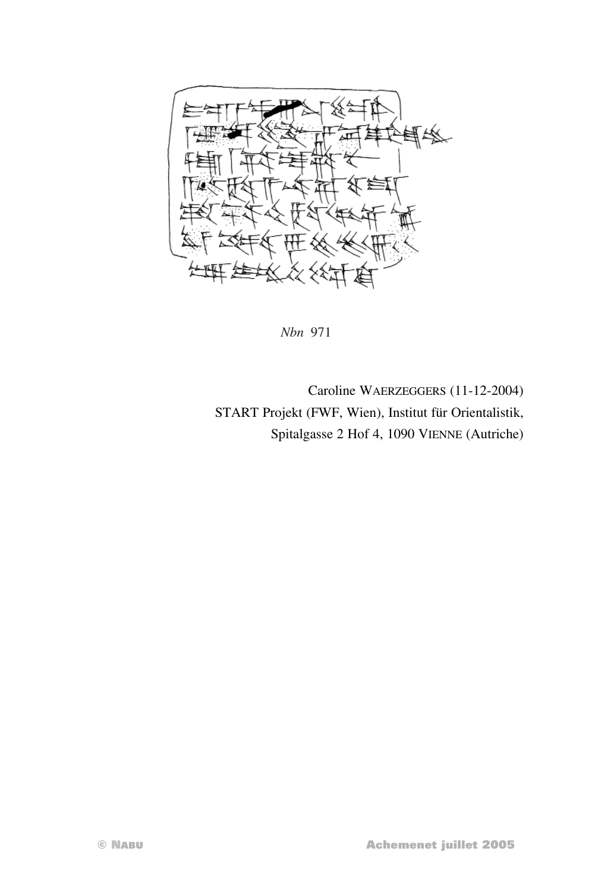*Nbn* 971

Caroline WAERZEGGERS (11-12-2004)
START Projekt (FWF, Wien), Institut für Orientalistik,
Spitalgasse 2 Hof 4, 1090 VIENNE (Autriche)